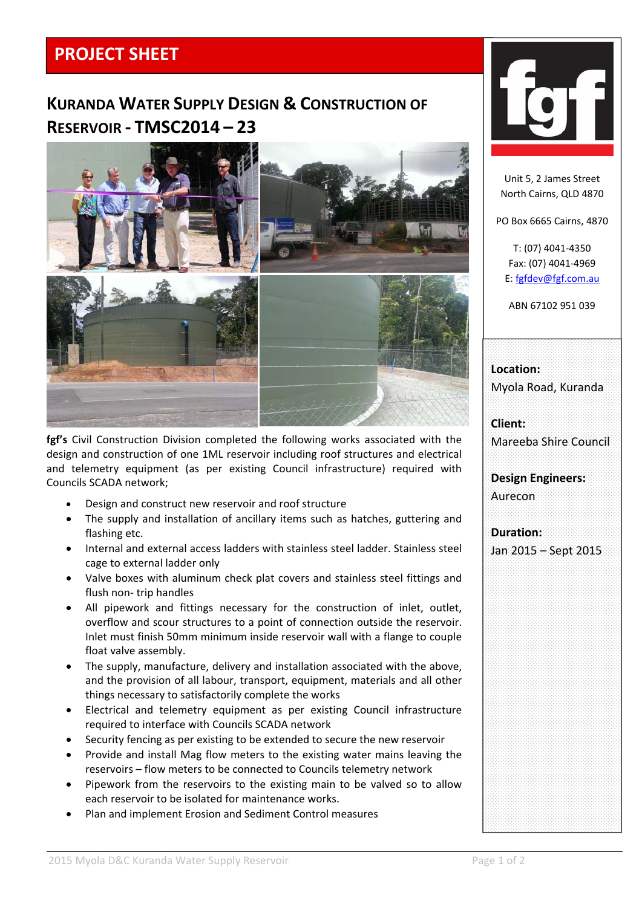# PROJECT SHEET

## Kuranda Water Supply Design & Construction of Reservoir - TMSC2014 – 23

**fgf's** Civil Construction Division completed the following works associated with the design and construction of one 1ML reservoir including roof structures and electrical and telemetry equipment (as per existing Council infrastructure) required with Councils SCADA network;

- Design and construct new reservoir and roof structure
- The supply and installation of ancillary items such as hatches, guttering and flashing etc.
- Internal and external access ladders with stainless steel ladder. Stainless steel cage to external ladder only
- Valve boxes with aluminum check plat covers and stainless steel fittings and flush non- trip handles
- All pipework and fittings necessary for the construction of inlet, outlet, overflow and scour structures to a point of connection outside the reservoir. Inlet must finish 50mm minimum inside reservoir wall with a flange to couple float valve assembly.
- The supply, manufacture, delivery and installation associated with the above, and the provision of all labour, transport, equipment, materials and all other things necessary to satisfactorily complete the works
- Electrical and telemetry equipment as per existing Council infrastructure required to interface with Councils SCADA network
- Security fencing as per existing to be extended to secure the new reservoir
- Provide and install Mag flow meters to the existing water mains leaving the reservoirs – flow meters to be connected to Councils telemetry network
- Pipework from the reservoirs to the existing main to be valved so to allow each reservoir to be isolated for maintenance works.
- Plan and implement Erosion and Sediment Control measures

fgf

Unit 5, 2 James Street
North Cairns, QLD 4870

PO Box 6665 Cairns, 4870

T: (07) 4041-4350
Fax: (07) 4041-4969
E: fgfdev@fgf.com.au

ABN 67102 951 039

**Location:**
Myola Road, Kuranda

**Client:**
Mareeba Shire Council

**Design Engineers:**
Aurecon

**Duration:**
Jan 2015 – Sept 2015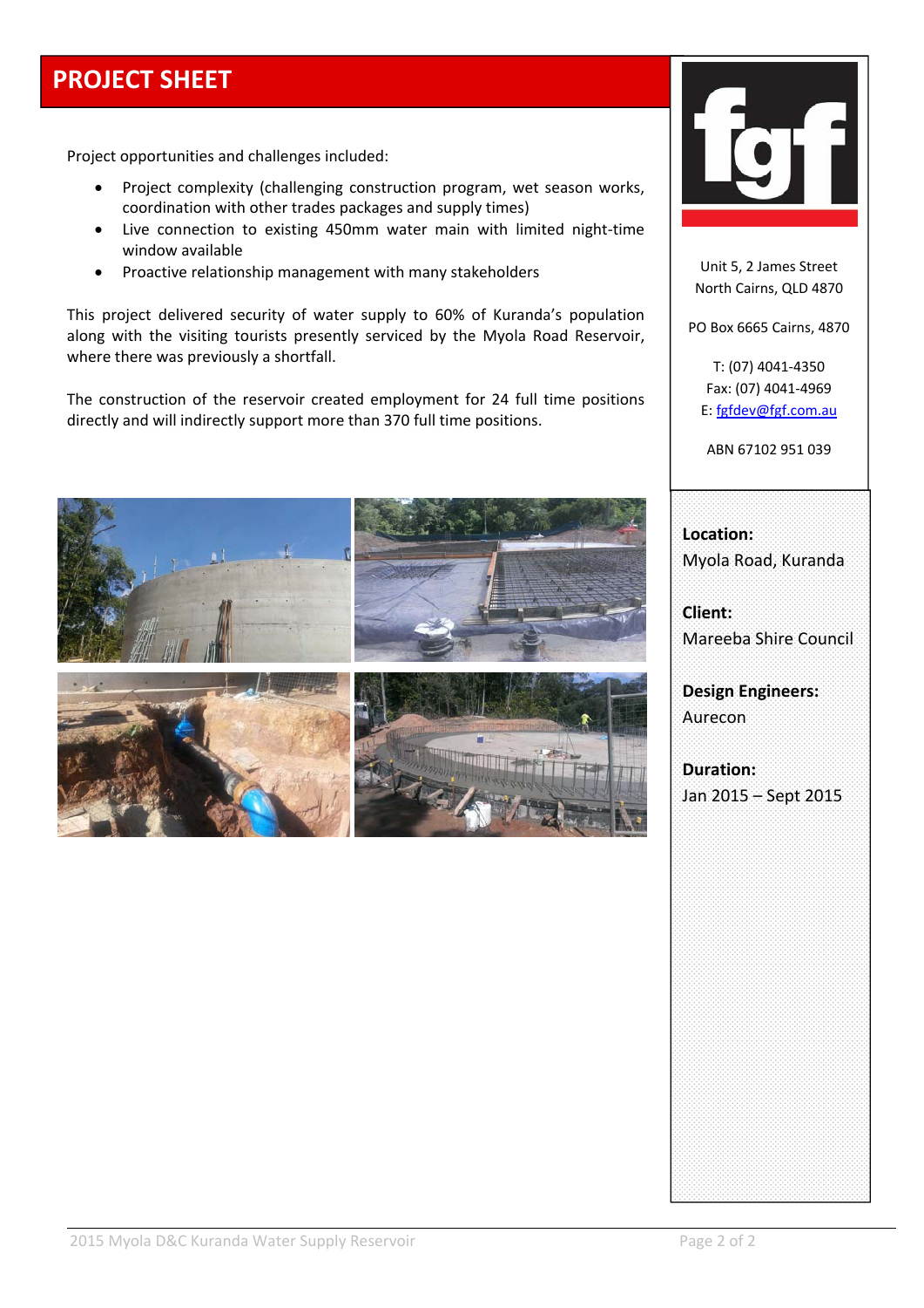# PROJECT SHEET

Project opportunities and challenges included:

- Project complexity (challenging construction program, wet season works, coordination with other trades packages and supply times)
- Live connection to existing 450mm water main with limited night-time window available
- Proactive relationship management with many stakeholders

This project delivered security of water supply to 60% of Kuranda's population along with the visiting tourists presently serviced by the Myola Road Reservoir, where there was previously a shortfall.

The construction of the reservoir created employment for 24 full time positions directly and will indirectly support more than 370 full time positions.

fgf

Unit 5, 2 James Street
North Cairns, QLD 4870

PO Box 6665 Cairns, 4870

T: (07) 4041-4350
Fax: (07) 4041-4969
E: fgfdev@fgf.com.au

ABN 67102 951 039

**Location:**
Myola Road, Kuranda

**Client:**
Mareeba Shire Council

**Design Engineers:**
Aurecon

**Duration:**
Jan 2015 – Sept 2015